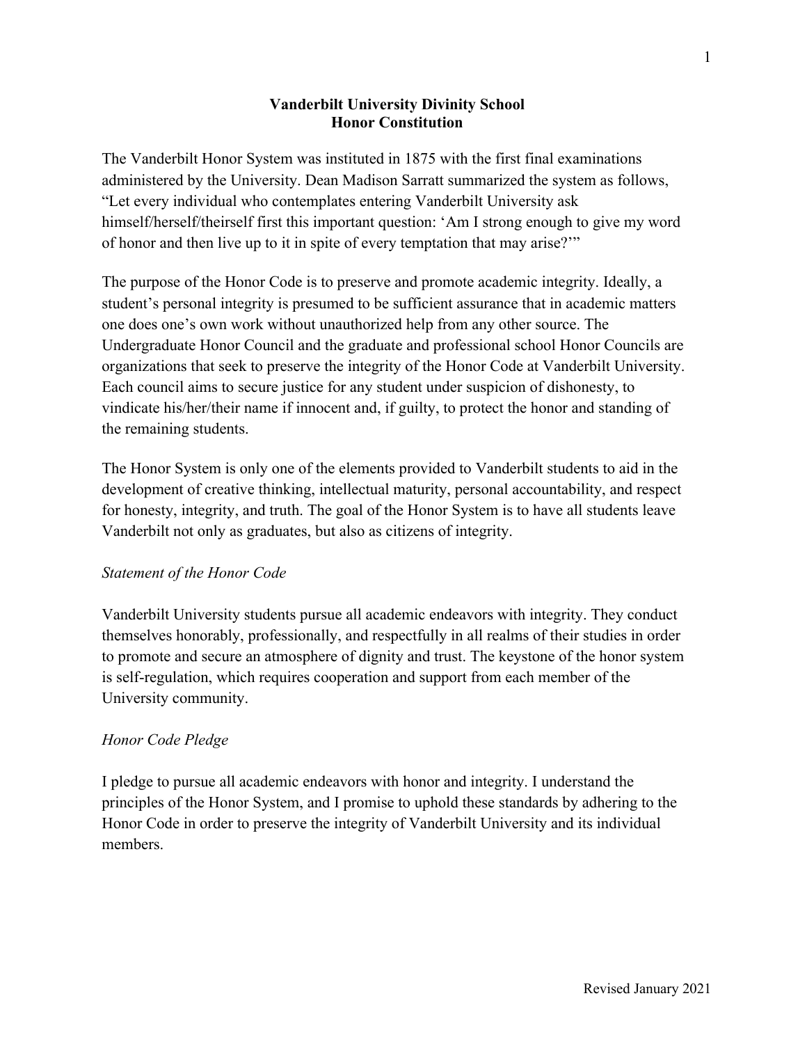# Vanderbilt University Divinity School
# Honor Constitution

The Vanderbilt Honor System was instituted in 1875 with the first final examinations administered by the University. Dean Madison Sarratt summarized the system as follows, "Let every individual who contemplates entering Vanderbilt University ask himself/herself/theirself first this important question: 'Am I strong enough to give my word of honor and then live up to it in spite of every temptation that may arise?'"

The purpose of the Honor Code is to preserve and promote academic integrity. Ideally, a student's personal integrity is presumed to be sufficient assurance that in academic matters one does one's own work without unauthorized help from any other source. The Undergraduate Honor Council and the graduate and professional school Honor Councils are organizations that seek to preserve the integrity of the Honor Code at Vanderbilt University. Each council aims to secure justice for any student under suspicion of dishonesty, to vindicate his/her/their name if innocent and, if guilty, to protect the honor and standing of the remaining students.

The Honor System is only one of the elements provided to Vanderbilt students to aid in the development of creative thinking, intellectual maturity, personal accountability, and respect for honesty, integrity, and truth. The goal of the Honor System is to have all students leave Vanderbilt not only as graduates, but also as citizens of integrity.

### *Statement of the Honor Code*

Vanderbilt University students pursue all academic endeavors with integrity. They conduct themselves honorably, professionally, and respectfully in all realms of their studies in order to promote and secure an atmosphere of dignity and trust. The keystone of the honor system is self-regulation, which requires cooperation and support from each member of the University community.

### *Honor Code Pledge*

I pledge to pursue all academic endeavors with honor and integrity. I understand the principles of the Honor System, and I promise to uphold these standards by adhering to the Honor Code in order to preserve the integrity of Vanderbilt University and its individual members.

Revised January 2021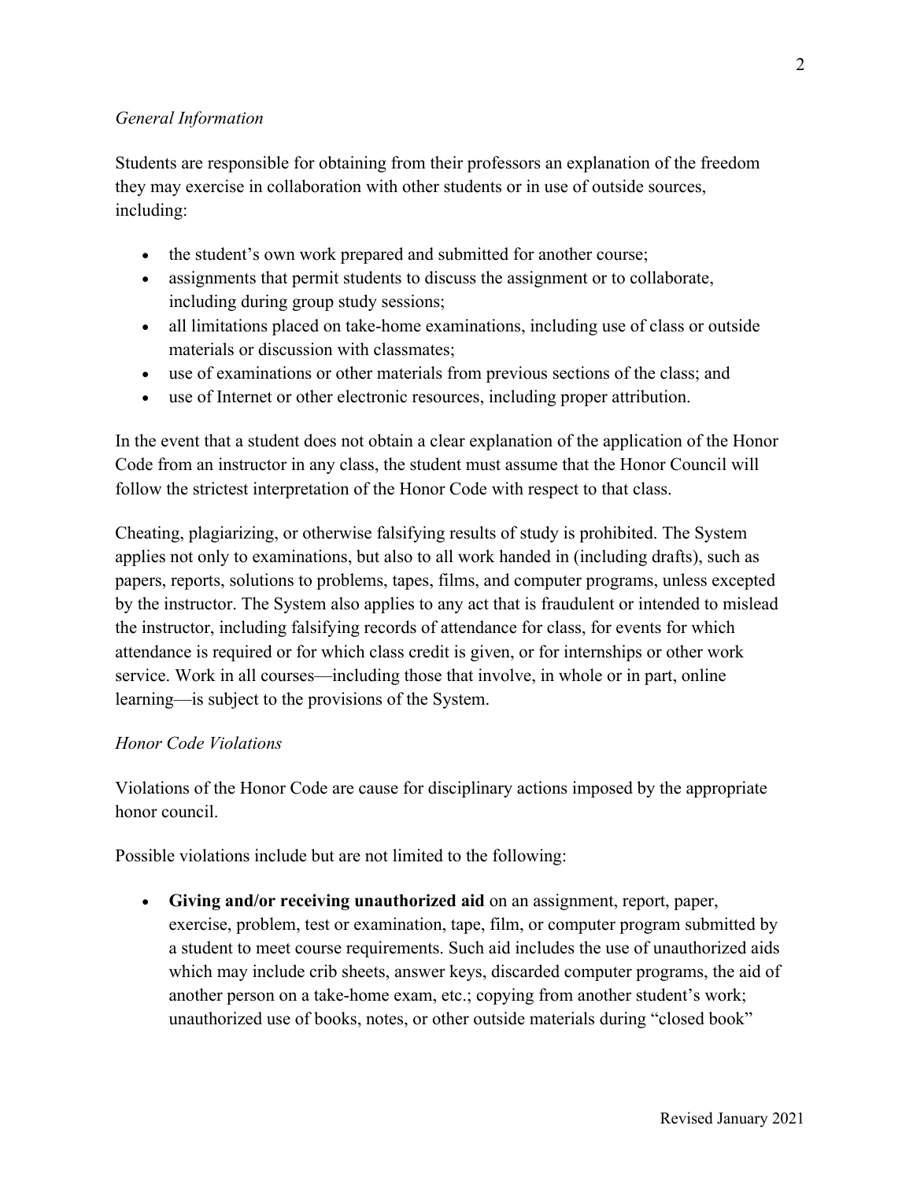*General Information*

Students are responsible for obtaining from their professors an explanation of the freedom they may exercise in collaboration with other students or in use of outside sources, including:

- the student's own work prepared and submitted for another course;
- assignments that permit students to discuss the assignment or to collaborate, including during group study sessions;
- all limitations placed on take-home examinations, including use of class or outside materials or discussion with classmates;
- use of examinations or other materials from previous sections of the class; and
- use of Internet or other electronic resources, including proper attribution.

In the event that a student does not obtain a clear explanation of the application of the Honor Code from an instructor in any class, the student must assume that the Honor Council will follow the strictest interpretation of the Honor Code with respect to that class.

Cheating, plagiarizing, or otherwise falsifying results of study is prohibited. The System applies not only to examinations, but also to all work handed in (including drafts), such as papers, reports, solutions to problems, tapes, films, and computer programs, unless excepted by the instructor. The System also applies to any act that is fraudulent or intended to mislead the instructor, including falsifying records of attendance for class, for events for which attendance is required or for which class credit is given, or for internships or other work service. Work in all courses—including those that involve, in whole or in part, online learning—is subject to the provisions of the System.

*Honor Code Violations*

Violations of the Honor Code are cause for disciplinary actions imposed by the appropriate honor council.

Possible violations include but are not limited to the following:

- **Giving and/or receiving unauthorized aid** on an assignment, report, paper, exercise, problem, test or examination, tape, film, or computer program submitted by a student to meet course requirements. Such aid includes the use of unauthorized aids which may include crib sheets, answer keys, discarded computer programs, the aid of another person on a take-home exam, etc.; copying from another student's work; unauthorized use of books, notes, or other outside materials during "closed book"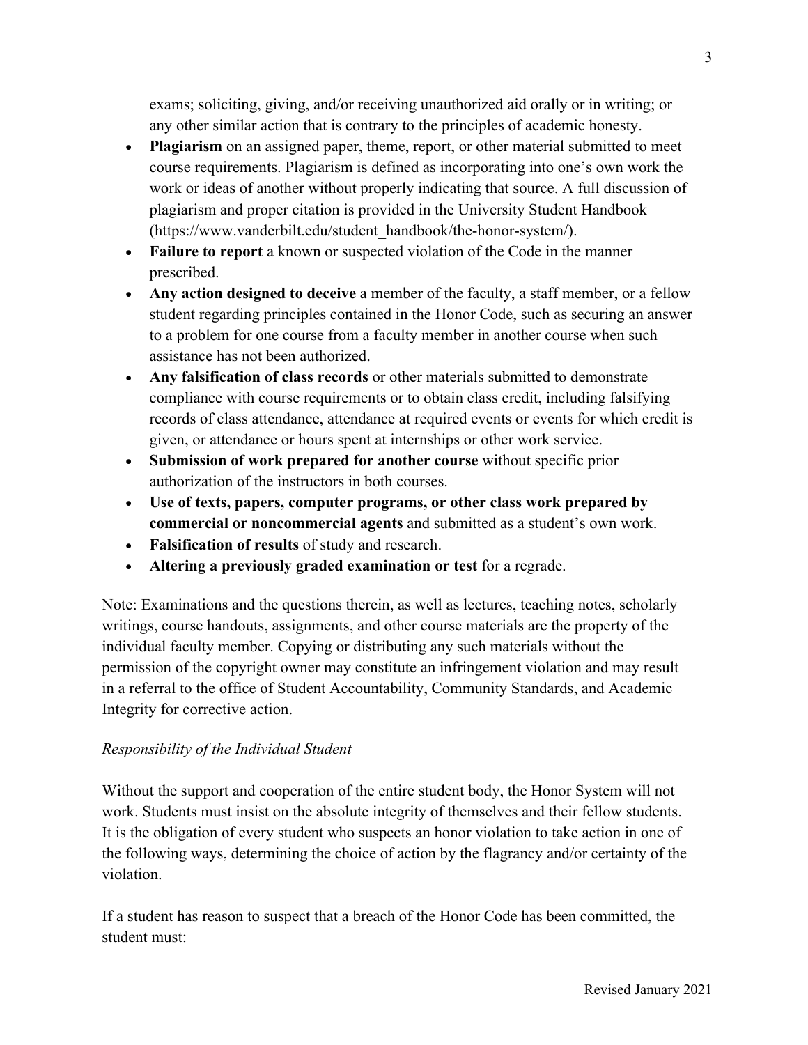exams; soliciting, giving, and/or receiving unauthorized aid orally or in writing; or any other similar action that is contrary to the principles of academic honesty.

- **Plagiarism** on an assigned paper, theme, report, or other material submitted to meet course requirements. Plagiarism is defined as incorporating into one's own work the work or ideas of another without properly indicating that source. A full discussion of plagiarism and proper citation is provided in the University Student Handbook (https://www.vanderbilt.edu/student_handbook/the-honor-system/).
- **Failure to report** a known or suspected violation of the Code in the manner prescribed.
- **Any action designed to deceive** a member of the faculty, a staff member, or a fellow student regarding principles contained in the Honor Code, such as securing an answer to a problem for one course from a faculty member in another course when such assistance has not been authorized.
- **Any falsification of class records** or other materials submitted to demonstrate compliance with course requirements or to obtain class credit, including falsifying records of class attendance, attendance at required events or events for which credit is given, or attendance or hours spent at internships or other work service.
- **Submission of work prepared for another course** without specific prior authorization of the instructors in both courses.
- **Use of texts, papers, computer programs, or other class work prepared by commercial or noncommercial agents** and submitted as a student's own work.
- **Falsification of results** of study and research.
- **Altering a previously graded examination or test** for a regrade.

Note: Examinations and the questions therein, as well as lectures, teaching notes, scholarly writings, course handouts, assignments, and other course materials are the property of the individual faculty member. Copying or distributing any such materials without the permission of the copyright owner may constitute an infringement violation and may result in a referral to the office of Student Accountability, Community Standards, and Academic Integrity for corrective action.

*Responsibility of the Individual Student*

Without the support and cooperation of the entire student body, the Honor System will not work. Students must insist on the absolute integrity of themselves and their fellow students. It is the obligation of every student who suspects an honor violation to take action in one of the following ways, determining the choice of action by the flagrancy and/or certainty of the violation.

If a student has reason to suspect that a breach of the Honor Code has been committed, the student must: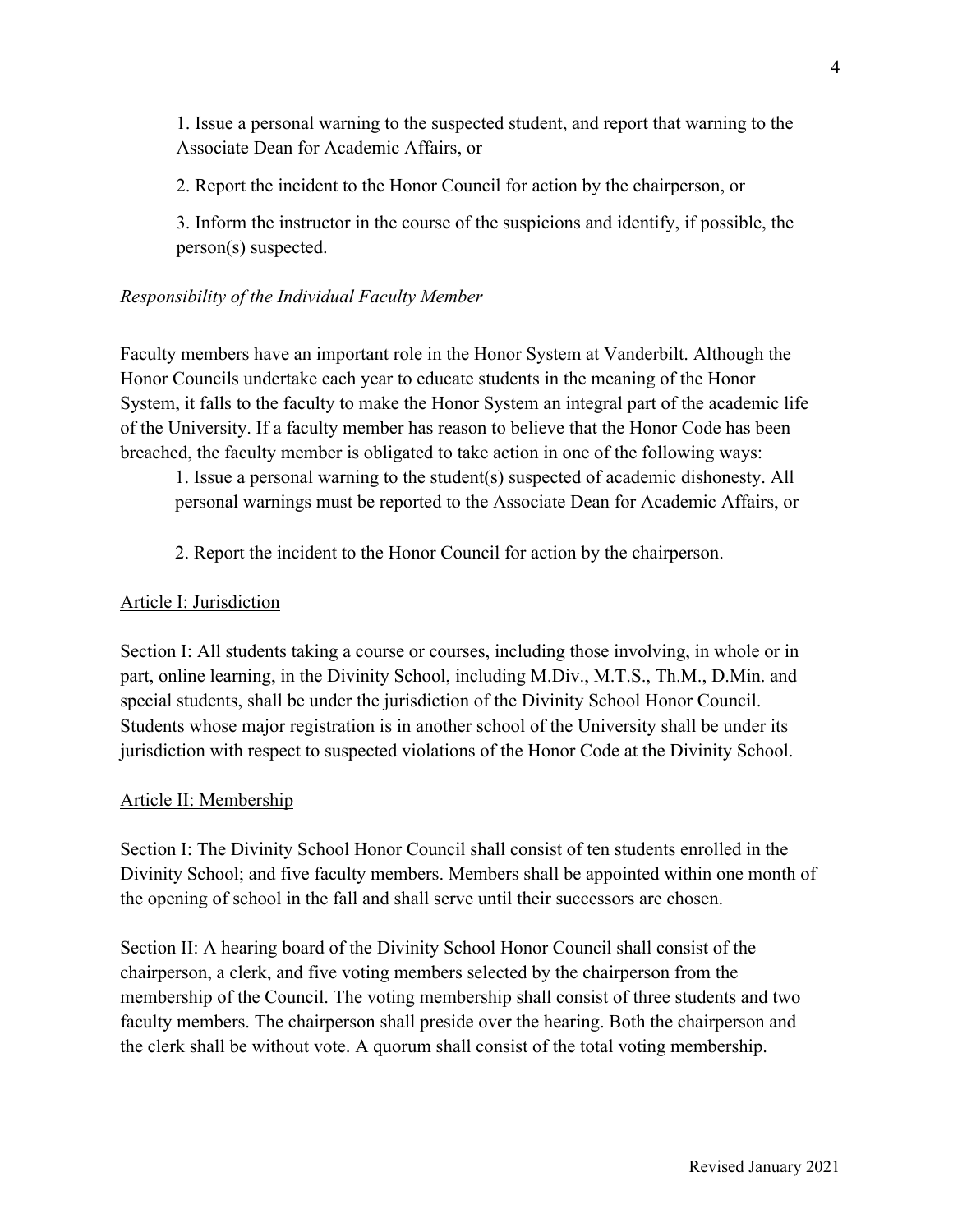1. Issue a personal warning to the suspected student, and report that warning to the Associate Dean for Academic Affairs, or

2. Report the incident to the Honor Council for action by the chairperson, or

3. Inform the instructor in the course of the suspicions and identify, if possible, the person(s) suspected.

*Responsibility of the Individual Faculty Member*

Faculty members have an important role in the Honor System at Vanderbilt. Although the Honor Councils undertake each year to educate students in the meaning of the Honor System, it falls to the faculty to make the Honor System an integral part of the academic life of the University. If a faculty member has reason to believe that the Honor Code has been breached, the faculty member is obligated to take action in one of the following ways:

1. Issue a personal warning to the student(s) suspected of academic dishonesty. All personal warnings must be reported to the Associate Dean for Academic Affairs, or

2. Report the incident to the Honor Council for action by the chairperson.

<u>Article I: Jurisdiction</u>

Section I: All students taking a course or courses, including those involving, in whole or in part, online learning, in the Divinity School, including M.Div., M.T.S., Th.M., D.Min. and special students, shall be under the jurisdiction of the Divinity School Honor Council. Students whose major registration is in another school of the University shall be under its jurisdiction with respect to suspected violations of the Honor Code at the Divinity School.

<u>Article II: Membership</u>

Section I: The Divinity School Honor Council shall consist of ten students enrolled in the Divinity School; and five faculty members. Members shall be appointed within one month of the opening of school in the fall and shall serve until their successors are chosen.

Section II: A hearing board of the Divinity School Honor Council shall consist of the chairperson, a clerk, and five voting members selected by the chairperson from the membership of the Council. The voting membership shall consist of three students and two faculty members. The chairperson shall preside over the hearing. Both the chairperson and the clerk shall be without vote. A quorum shall consist of the total voting membership.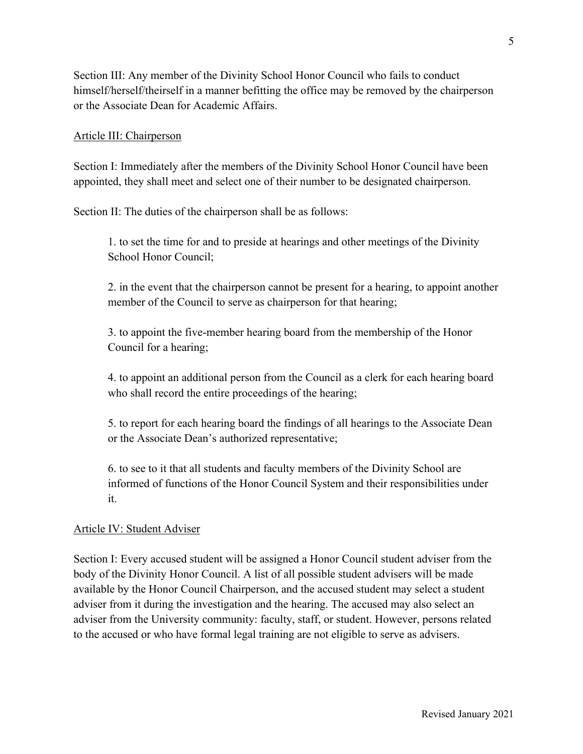Section III: Any member of the Divinity School Honor Council who fails to conduct himself/herself/theirself in a manner befitting the office may be removed by the chairperson or the Associate Dean for Academic Affairs.

## Article III: Chairperson

Section I: Immediately after the members of the Divinity School Honor Council have been appointed, they shall meet and select one of their number to be designated chairperson.

Section II: The duties of the chairperson shall be as follows:

1. to set the time for and to preside at hearings and other meetings of the Divinity School Honor Council;

2. in the event that the chairperson cannot be present for a hearing, to appoint another member of the Council to serve as chairperson for that hearing;

3. to appoint the five-member hearing board from the membership of the Honor Council for a hearing;

4. to appoint an additional person from the Council as a clerk for each hearing board who shall record the entire proceedings of the hearing;

5. to report for each hearing board the findings of all hearings to the Associate Dean or the Associate Dean's authorized representative;

6. to see to it that all students and faculty members of the Divinity School are informed of functions of the Honor Council System and their responsibilities under it.

## Article IV: Student Adviser

Section I: Every accused student will be assigned a Honor Council student adviser from the body of the Divinity Honor Council. A list of all possible student advisers will be made available by the Honor Council Chairperson, and the accused student may select a student adviser from it during the investigation and the hearing. The accused may also select an adviser from the University community: faculty, staff, or student. However, persons related to the accused or who have formal legal training are not eligible to serve as advisers.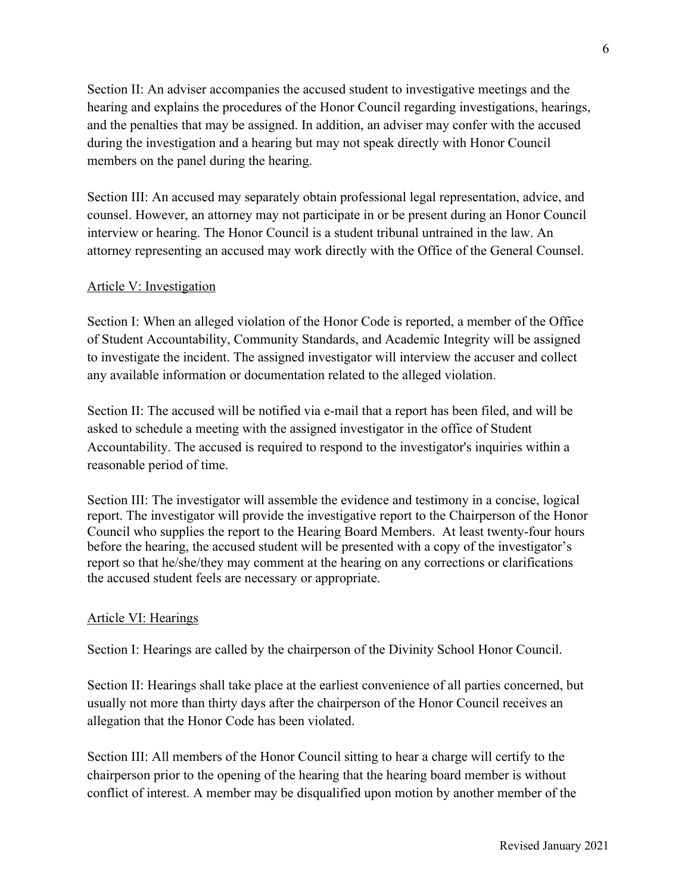Section II: An adviser accompanies the accused student to investigative meetings and the hearing and explains the procedures of the Honor Council regarding investigations, hearings, and the penalties that may be assigned. In addition, an adviser may confer with the accused during the investigation and a hearing but may not speak directly with Honor Council members on the panel during the hearing.

Section III: An accused may separately obtain professional legal representation, advice, and counsel. However, an attorney may not participate in or be present during an Honor Council interview or hearing. The Honor Council is a student tribunal untrained in the law. An attorney representing an accused may work directly with the Office of the General Counsel.

## Article V: Investigation

Section I: When an alleged violation of the Honor Code is reported, a member of the Office of Student Accountability, Community Standards, and Academic Integrity will be assigned to investigate the incident. The assigned investigator will interview the accuser and collect any available information or documentation related to the alleged violation.

Section II: The accused will be notified via e-mail that a report has been filed, and will be asked to schedule a meeting with the assigned investigator in the office of Student Accountability. The accused is required to respond to the investigator's inquiries within a reasonable period of time.

Section III: The investigator will assemble the evidence and testimony in a concise, logical report. The investigator will provide the investigative report to the Chairperson of the Honor Council who supplies the report to the Hearing Board Members. At least twenty-four hours before the hearing, the accused student will be presented with a copy of the investigator's report so that he/she/they may comment at the hearing on any corrections or clarifications the accused student feels are necessary or appropriate.

## Article VI: Hearings

Section I: Hearings are called by the chairperson of the Divinity School Honor Council.

Section II: Hearings shall take place at the earliest convenience of all parties concerned, but usually not more than thirty days after the chairperson of the Honor Council receives an allegation that the Honor Code has been violated.

Section III: All members of the Honor Council sitting to hear a charge will certify to the chairperson prior to the opening of the hearing that the hearing board member is without conflict of interest. A member may be disqualified upon motion by another member of the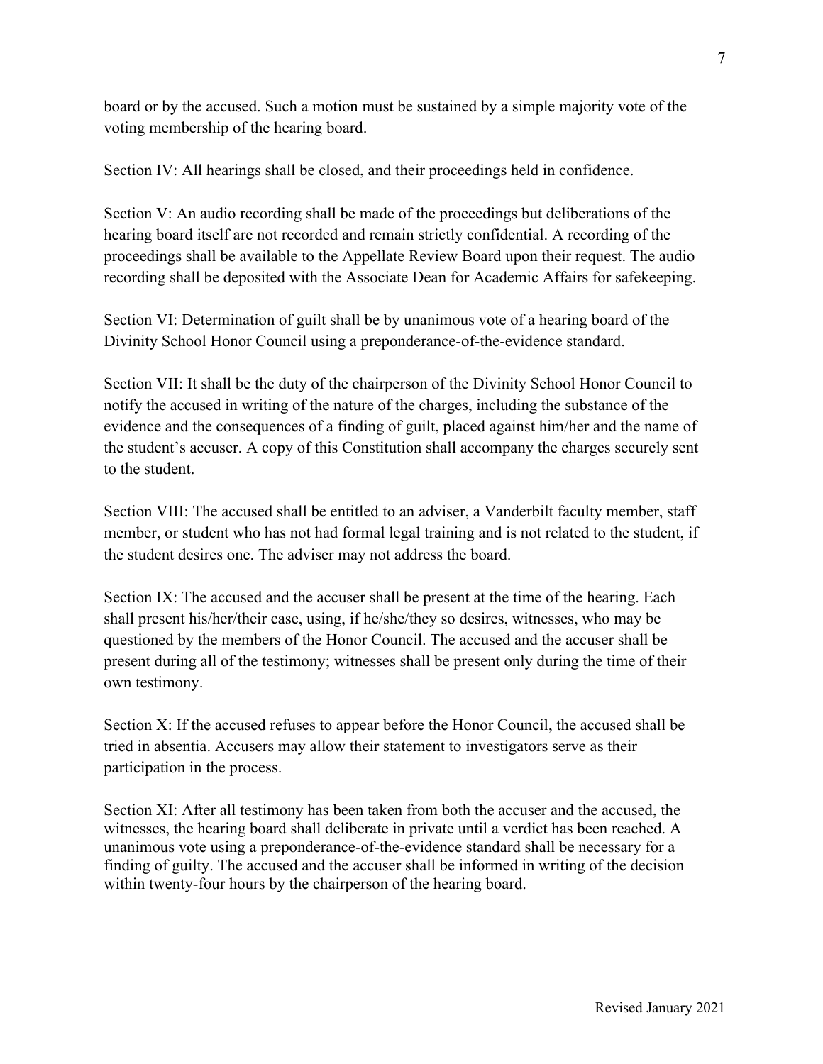board or by the accused. Such a motion must be sustained by a simple majority vote of the voting membership of the hearing board.

Section IV: All hearings shall be closed, and their proceedings held in confidence.

Section V: An audio recording shall be made of the proceedings but deliberations of the hearing board itself are not recorded and remain strictly confidential. A recording of the proceedings shall be available to the Appellate Review Board upon their request. The audio recording shall be deposited with the Associate Dean for Academic Affairs for safekeeping.

Section VI: Determination of guilt shall be by unanimous vote of a hearing board of the Divinity School Honor Council using a preponderance-of-the-evidence standard.

Section VII: It shall be the duty of the chairperson of the Divinity School Honor Council to notify the accused in writing of the nature of the charges, including the substance of the evidence and the consequences of a finding of guilt, placed against him/her and the name of the student's accuser. A copy of this Constitution shall accompany the charges securely sent to the student.

Section VIII: The accused shall be entitled to an adviser, a Vanderbilt faculty member, staff member, or student who has not had formal legal training and is not related to the student, if the student desires one. The adviser may not address the board.

Section IX: The accused and the accuser shall be present at the time of the hearing. Each shall present his/her/their case, using, if he/she/they so desires, witnesses, who may be questioned by the members of the Honor Council. The accused and the accuser shall be present during all of the testimony; witnesses shall be present only during the time of their own testimony.

Section X: If the accused refuses to appear before the Honor Council, the accused shall be tried in absentia. Accusers may allow their statement to investigators serve as their participation in the process.

Section XI: After all testimony has been taken from both the accuser and the accused, the witnesses, the hearing board shall deliberate in private until a verdict has been reached. A unanimous vote using a preponderance-of-the-evidence standard shall be necessary for a finding of guilty. The accused and the accuser shall be informed in writing of the decision within twenty-four hours by the chairperson of the hearing board.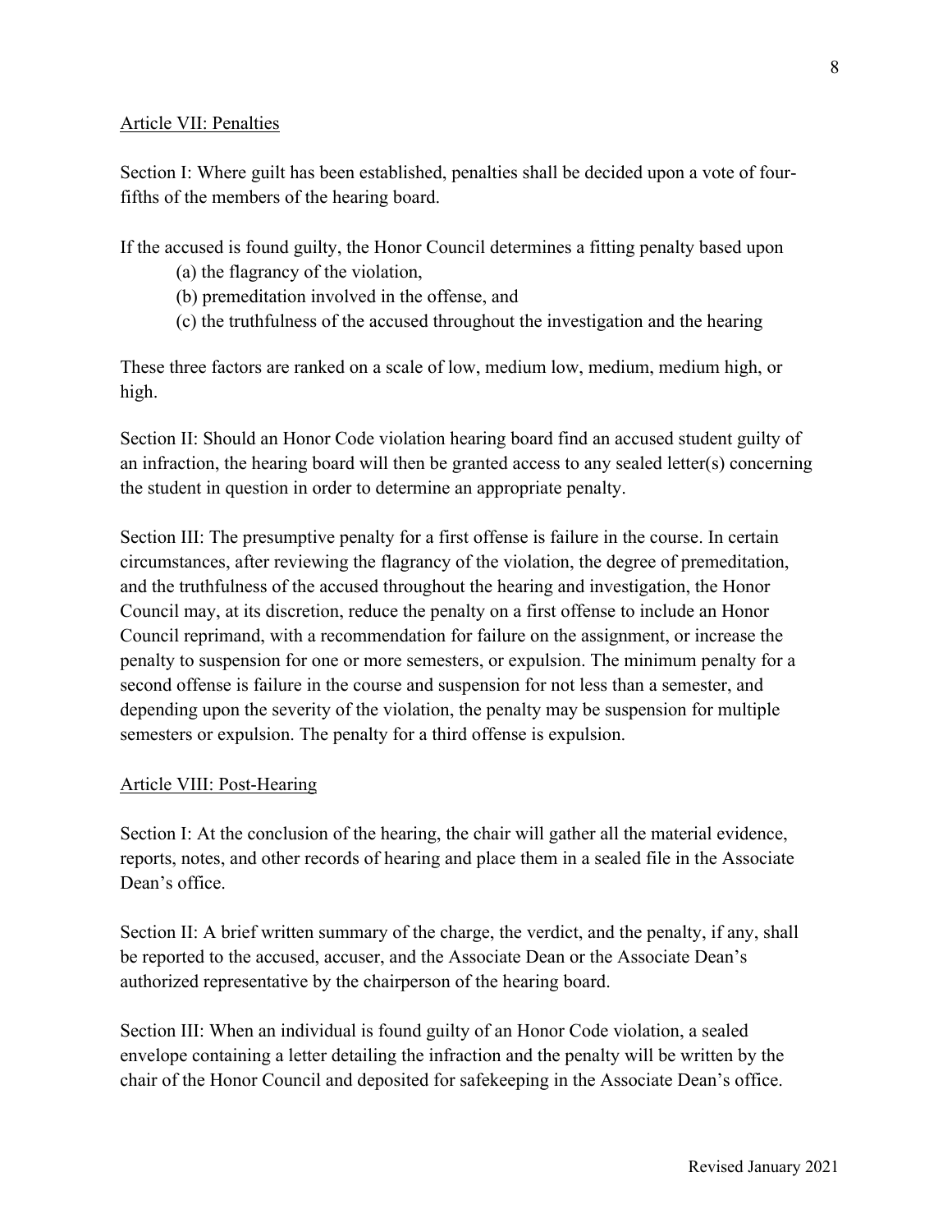## Article VII: Penalties

Section I: Where guilt has been established, penalties shall be decided upon a vote of four-fifths of the members of the hearing board.

If the accused is found guilty, the Honor Council determines a fitting penalty based upon

(a) the flagrancy of the violation,
(b) premeditation involved in the offense, and
(c) the truthfulness of the accused throughout the investigation and the hearing

These three factors are ranked on a scale of low, medium low, medium, medium high, or high.

Section II: Should an Honor Code violation hearing board find an accused student guilty of an infraction, the hearing board will then be granted access to any sealed letter(s) concerning the student in question in order to determine an appropriate penalty.

Section III: The presumptive penalty for a first offense is failure in the course. In certain circumstances, after reviewing the flagrancy of the violation, the degree of premeditation, and the truthfulness of the accused throughout the hearing and investigation, the Honor Council may, at its discretion, reduce the penalty on a first offense to include an Honor Council reprimand, with a recommendation for failure on the assignment, or increase the penalty to suspension for one or more semesters, or expulsion. The minimum penalty for a second offense is failure in the course and suspension for not less than a semester, and depending upon the severity of the violation, the penalty may be suspension for multiple semesters or expulsion. The penalty for a third offense is expulsion.

## Article VIII: Post-Hearing

Section I: At the conclusion of the hearing, the chair will gather all the material evidence, reports, notes, and other records of hearing and place them in a sealed file in the Associate Dean's office.

Section II: A brief written summary of the charge, the verdict, and the penalty, if any, shall be reported to the accused, accuser, and the Associate Dean or the Associate Dean's authorized representative by the chairperson of the hearing board.

Section III: When an individual is found guilty of an Honor Code violation, a sealed envelope containing a letter detailing the infraction and the penalty will be written by the chair of the Honor Council and deposited for safekeeping in the Associate Dean's office.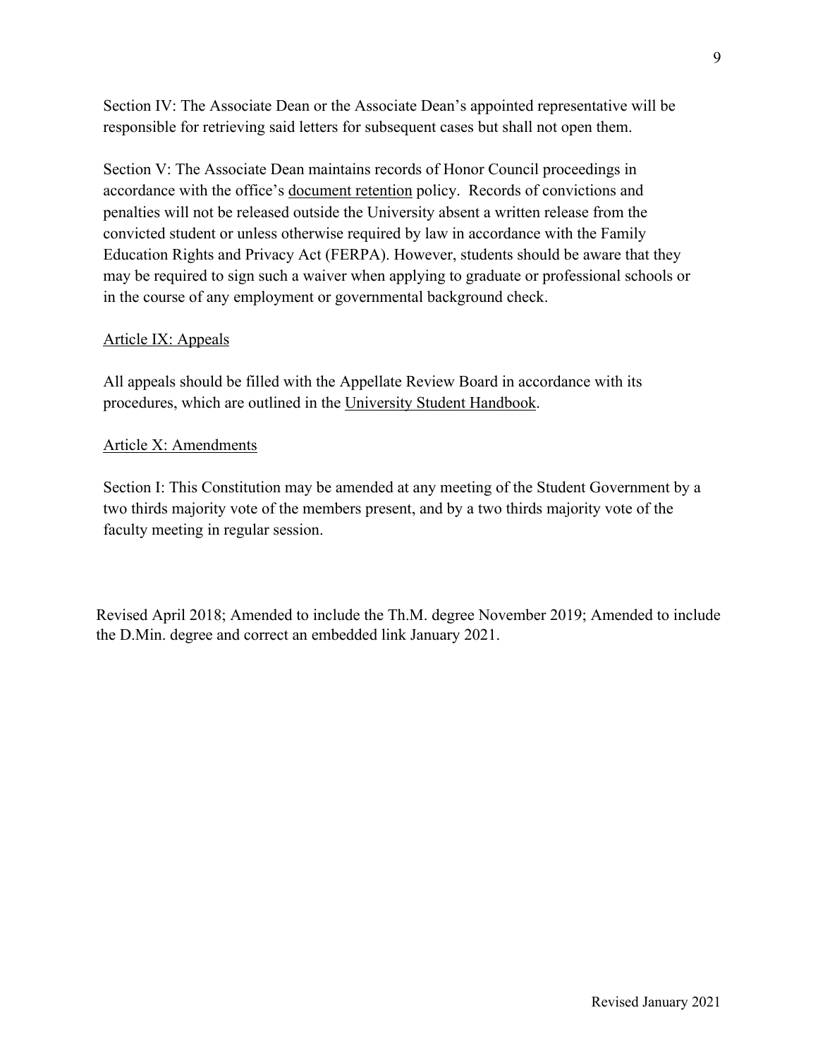Section IV: The Associate Dean or the Associate Dean's appointed representative will be responsible for retrieving said letters for subsequent cases but shall not open them.

Section V: The Associate Dean maintains records of Honor Council proceedings in accordance with the office's document retention policy. Records of convictions and penalties will not be released outside the University absent a written release from the convicted student or unless otherwise required by law in accordance with the Family Education Rights and Privacy Act (FERPA). However, students should be aware that they may be required to sign such a waiver when applying to graduate or professional schools or in the course of any employment or governmental background check.

## Article IX: Appeals

All appeals should be filled with the Appellate Review Board in accordance with its procedures, which are outlined in the University Student Handbook.

## Article X: Amendments

Section I: This Constitution may be amended at any meeting of the Student Government by a two thirds majority vote of the members present, and by a two thirds majority vote of the faculty meeting in regular session.

Revised April 2018; Amended to include the Th.M. degree November 2019; Amended to include the D.Min. degree and correct an embedded link January 2021.